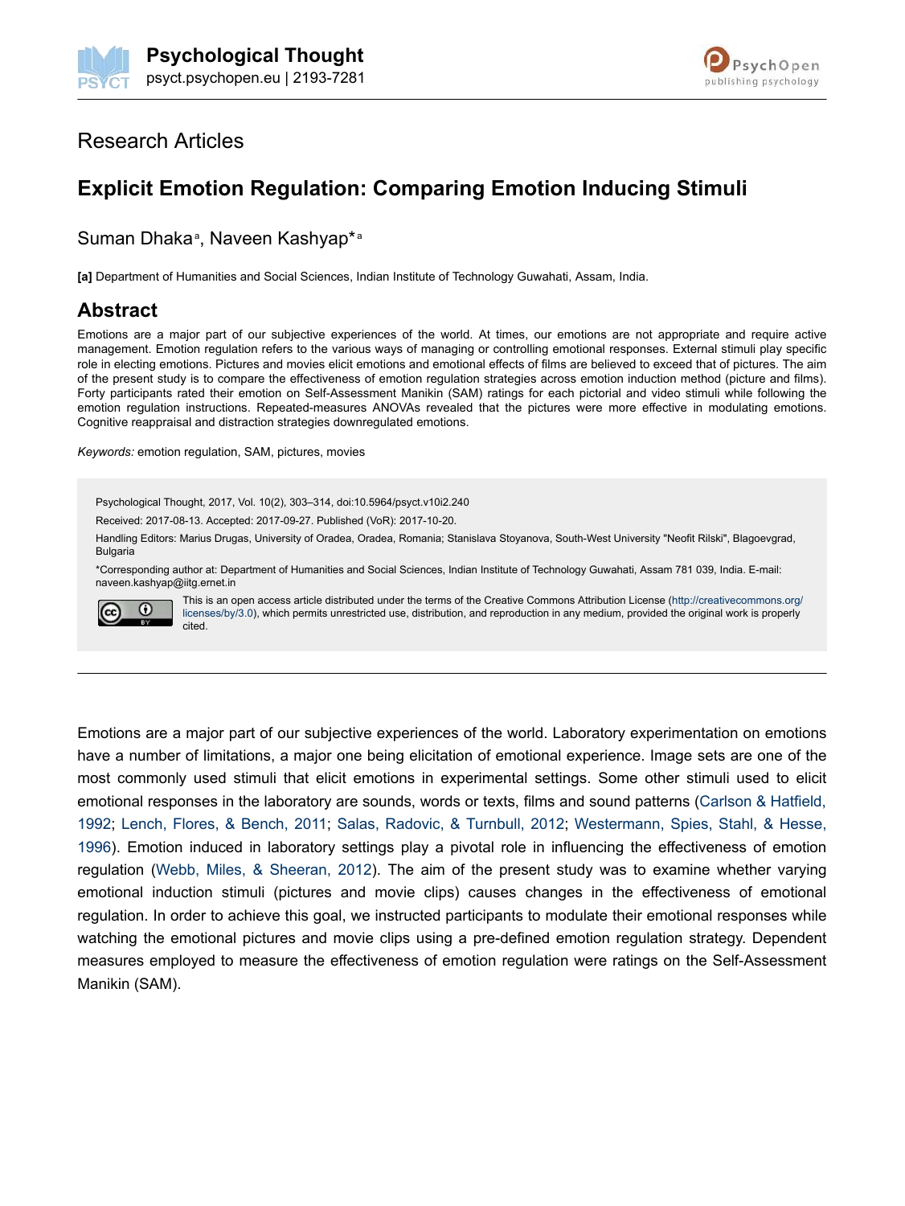# Research Articles

## Explicit Emotion Regulation: Comparing Emotion Inducing Stimuli

Suman Dhaka[a], Naveen Kashyap*[a]

**[a]** Department of Humanities and Social Sciences, Indian Institute of Technology Guwahati, Assam, India.

## Abstract

Emotions are a major part of our subjective experiences of the world. At times, our emotions are not appropriate and require active management. Emotion regulation refers to the various ways of managing or controlling emotional responses. External stimuli play specific role in electing emotions. Pictures and movies elicit emotions and emotional effects of films are believed to exceed that of pictures. The aim of the present study is to compare the effectiveness of emotion regulation strategies across emotion induction method (picture and films). Forty participants rated their emotion on Self-Assessment Manikin (SAM) ratings for each pictorial and video stimuli while following the emotion regulation instructions. Repeated-measures ANOVAs revealed that the pictures were more effective in modulating emotions. Cognitive reappraisal and distraction strategies downregulated emotions.

*Keywords:* emotion regulation, SAM, pictures, movies

Psychological Thought, 2017, Vol. 10(2), 303–314, doi:10.5964/psyct.v10i2.240

Received: 2017-08-13. Accepted: 2017-09-27. Published (VoR): 2017-10-20.

Handling Editors: Marius Drugas, University of Oradea, Oradea, Romania; Stanislava Stoyanova, South-West University "Neofit Rilski", Blagoevgrad, Bulgaria

*Corresponding author at: Department of Humanities and Social Sciences, Indian Institute of Technology Guwahati, Assam 781 039, India. E-mail: naveen.kashyap@iitg.ernet.in

This is an open access article distributed under the terms of the Creative Commons Attribution License (http://creativecommons.org/licenses/by/3.0), which permits unrestricted use, distribution, and reproduction in any medium, provided the original work is properly cited.

---

Emotions are a major part of our subjective experiences of the world. Laboratory experimentation on emotions have a number of limitations, a major one being elicitation of emotional experience. Image sets are one of the most commonly used stimuli that elicit emotions in experimental settings. Some other stimuli used to elicit emotional responses in the laboratory are sounds, words or texts, films and sound patterns (Carlson & Hatfield, 1992; Lench, Flores, & Bench, 2011; Salas, Radovic, & Turnbull, 2012; Westermann, Spies, Stahl, & Hesse, 1996). Emotion induced in laboratory settings play a pivotal role in influencing the effectiveness of emotion regulation (Webb, Miles, & Sheeran, 2012). The aim of the present study was to examine whether varying emotional induction stimuli (pictures and movie clips) causes changes in the effectiveness of emotional regulation. In order to achieve this goal, we instructed participants to modulate their emotional responses while watching the emotional pictures and movie clips using a pre-defined emotion regulation strategy. Dependent measures employed to measure the effectiveness of emotion regulation were ratings on the Self-Assessment Manikin (SAM).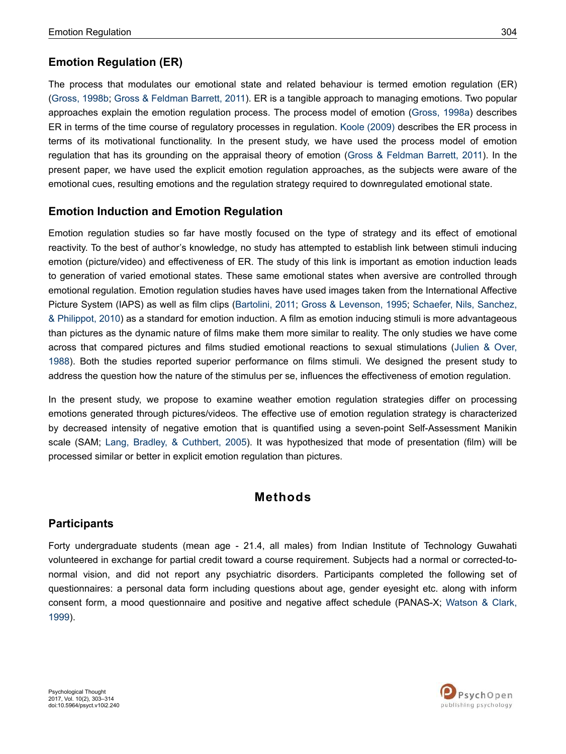## Emotion Regulation (ER)

The process that modulates our emotional state and related behaviour is termed emotion regulation (ER) (Gross, 1998b; Gross & Feldman Barrett, 2011). ER is a tangible approach to managing emotions. Two popular approaches explain the emotion regulation process. The process model of emotion (Gross, 1998a) describes ER in terms of the time course of regulatory processes in regulation. Koole (2009) describes the ER process in terms of its motivational functionality. In the present study, we have used the process model of emotion regulation that has its grounding on the appraisal theory of emotion (Gross & Feldman Barrett, 2011). In the present paper, we have used the explicit emotion regulation approaches, as the subjects were aware of the emotional cues, resulting emotions and the regulation strategy required to downregulated emotional state.

## Emotion Induction and Emotion Regulation

Emotion regulation studies so far have mostly focused on the type of strategy and its effect of emotional reactivity. To the best of author's knowledge, no study has attempted to establish link between stimuli inducing emotion (picture/video) and effectiveness of ER. The study of this link is important as emotion induction leads to generation of varied emotional states. These same emotional states when aversive are controlled through emotional regulation. Emotion regulation studies haves have used images taken from the International Affective Picture System (IAPS) as well as film clips (Bartolini, 2011; Gross & Levenson, 1995; Schaefer, Nils, Sanchez, & Philippot, 2010) as a standard for emotion induction. A film as emotion inducing stimuli is more advantageous than pictures as the dynamic nature of films make them more similar to reality. The only studies we have come across that compared pictures and films studied emotional reactions to sexual stimulations (Julien & Over, 1988). Both the studies reported superior performance on films stimuli. We designed the present study to address the question how the nature of the stimulus per se, influences the effectiveness of emotion regulation.

In the present study, we propose to examine weather emotion regulation strategies differ on processing emotions generated through pictures/videos. The effective use of emotion regulation strategy is characterized by decreased intensity of negative emotion that is quantified using a seven-point Self-Assessment Manikin scale (SAM; Lang, Bradley, & Cuthbert, 2005). It was hypothesized that mode of presentation (film) will be processed similar or better in explicit emotion regulation than pictures.

# Methods

## Participants

Forty undergraduate students (mean age - 21.4, all males) from Indian Institute of Technology Guwahati volunteered in exchange for partial credit toward a course requirement. Subjects had a normal or corrected-to-normal vision, and did not report any psychiatric disorders. Participants completed the following set of questionnaires: a personal data form including questions about age, gender eyesight etc. along with inform consent form, a mood questionnaire and positive and negative affect schedule (PANAS-X; Watson & Clark, 1999).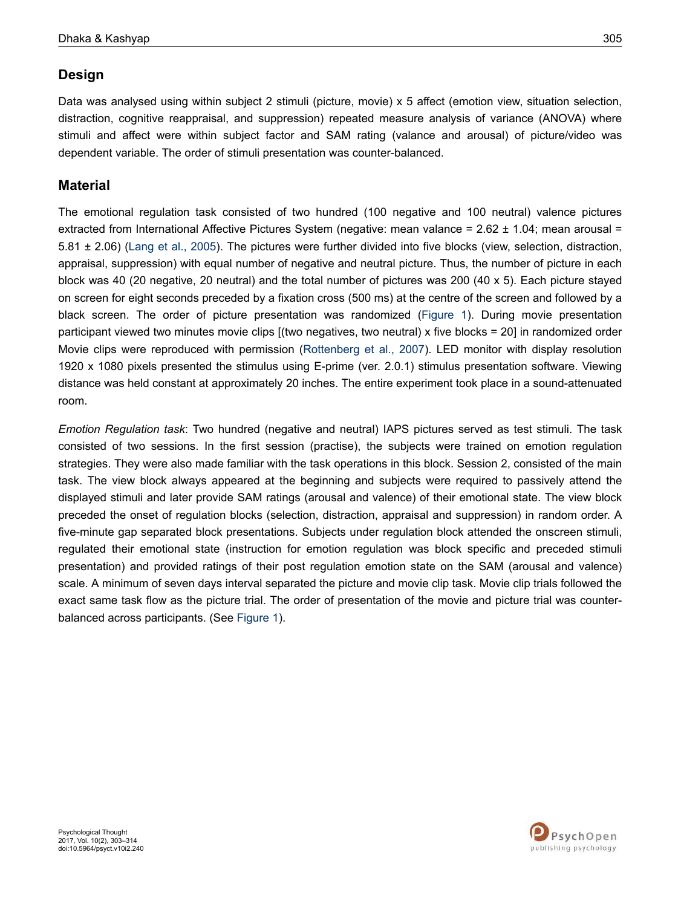## Design

Data was analysed using within subject 2 stimuli (picture, movie) x 5 affect (emotion view, situation selection, distraction, cognitive reappraisal, and suppression) repeated measure analysis of variance (ANOVA) where stimuli and affect were within subject factor and SAM rating (valance and arousal) of picture/video was dependent variable. The order of stimuli presentation was counter-balanced.

## Material

The emotional regulation task consisted of two hundred (100 negative and 100 neutral) valence pictures extracted from International Affective Pictures System (negative: mean valance = 2.62 ± 1.04; mean arousal = 5.81 ± 2.06) (Lang et al., 2005). The pictures were further divided into five blocks (view, selection, distraction, appraisal, suppression) with equal number of negative and neutral picture. Thus, the number of picture in each block was 40 (20 negative, 20 neutral) and the total number of pictures was 200 (40 x 5). Each picture stayed on screen for eight seconds preceded by a fixation cross (500 ms) at the centre of the screen and followed by a black screen. The order of picture presentation was randomized (Figure 1). During movie presentation participant viewed two minutes movie clips [(two negatives, two neutral) x five blocks = 20] in randomized order Movie clips were reproduced with permission (Rottenberg et al., 2007). LED monitor with display resolution 1920 x 1080 pixels presented the stimulus using E-prime (ver. 2.0.1) stimulus presentation software. Viewing distance was held constant at approximately 20 inches. The entire experiment took place in a sound-attenuated room.

*Emotion Regulation task*: Two hundred (negative and neutral) IAPS pictures served as test stimuli. The task consisted of two sessions. In the first session (practise), the subjects were trained on emotion regulation strategies. They were also made familiar with the task operations in this block. Session 2, consisted of the main task. The view block always appeared at the beginning and subjects were required to passively attend the displayed stimuli and later provide SAM ratings (arousal and valence) of their emotional state. The view block preceded the onset of regulation blocks (selection, distraction, appraisal and suppression) in random order. A five-minute gap separated block presentations. Subjects under regulation block attended the onscreen stimuli, regulated their emotional state (instruction for emotion regulation was block specific and preceded stimuli presentation) and provided ratings of their post regulation emotion state on the SAM (arousal and valence) scale. A minimum of seven days interval separated the picture and movie clip task. Movie clip trials followed the exact same task flow as the picture trial. The order of presentation of the movie and picture trial was counter-balanced across participants. (See Figure 1).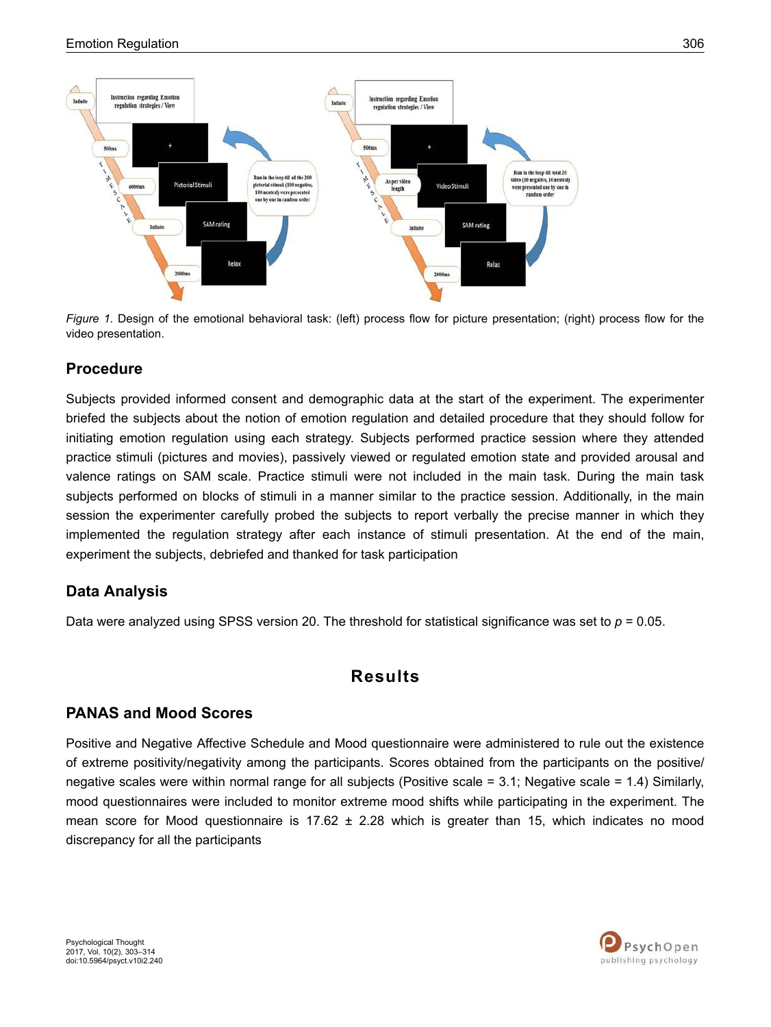*Figure 1.* Design of the emotional behavioral task: (left) process flow for picture presentation; (right) process flow for the video presentation.

## Procedure

Subjects provided informed consent and demographic data at the start of the experiment. The experimenter briefed the subjects about the notion of emotion regulation and detailed procedure that they should follow for initiating emotion regulation using each strategy. Subjects performed practice session where they attended practice stimuli (pictures and movies), passively viewed or regulated emotion state and provided arousal and valence ratings on SAM scale. Practice stimuli were not included in the main task. During the main task subjects performed on blocks of stimuli in a manner similar to the practice session. Additionally, in the main session the experimenter carefully probed the subjects to report verbally the precise manner in which they implemented the regulation strategy after each instance of stimuli presentation. At the end of the main, experiment the subjects, debriefed and thanked for task participation

## Data Analysis

Data were analyzed using SPSS version 20. The threshold for statistical significance was set to $p$ = 0.05.

# Results

## PANAS and Mood Scores

Positive and Negative Affective Schedule and Mood questionnaire were administered to rule out the existence of extreme positivity/negativity among the participants. Scores obtained from the participants on the positive/negative scales were within normal range for all subjects (Positive scale = 3.1; Negative scale = 1.4) Similarly, mood questionnaires were included to monitor extreme mood shifts while participating in the experiment. The mean score for Mood questionnaire is 17.62 ± 2.28 which is greater than 15, which indicates no mood discrepancy for all the participants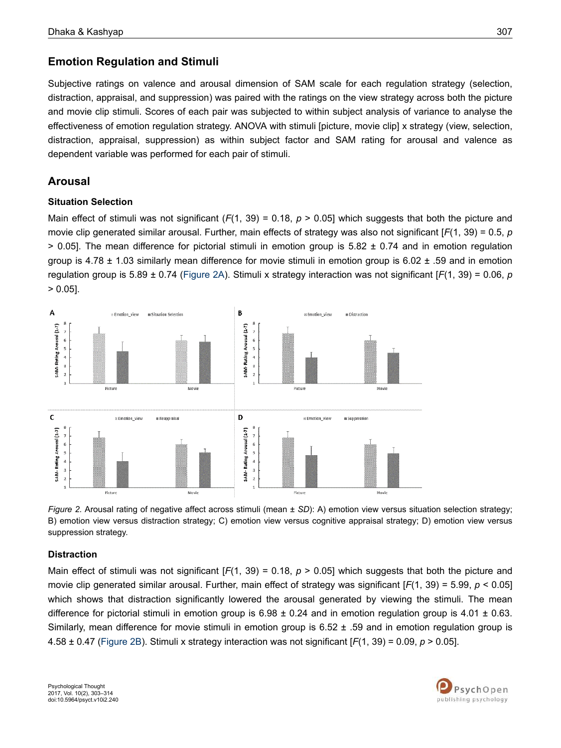## Emotion Regulation and Stimuli

Subjective ratings on valence and arousal dimension of SAM scale for each regulation strategy (selection, distraction, appraisal, and suppression) was paired with the ratings on the view strategy across both the picture and movie clip stimuli. Scores of each pair was subjected to within subject analysis of variance to analyse the effectiveness of emotion regulation strategy. ANOVA with stimuli [picture, movie clip] x strategy (view, selection, distraction, appraisal, suppression) as within subject factor and SAM rating for arousal and valence as dependent variable was performed for each pair of stimuli.

## Arousal

### Situation Selection

Main effect of stimuli was not significant ($F(1, 39) = 0.18$, $p > 0.05$] which suggests that both the picture and movie clip generated similar arousal. Further, main effects of strategy was also not significant [$F(1, 39) = 0.5$, $p > 0.05$]. The mean difference for pictorial stimuli in emotion group is 5.82 ± 0.74 and in emotion regulation group is 4.78 ± 1.03 similarly mean difference for movie stimuli in emotion group is 6.02 ± .59 and in emotion regulation group is 5.89 ± 0.74 (Figure 2A). Stimuli x strategy interaction was not significant [$F(1, 39) = 0.06$, $p > 0.05$].

*Figure 2.* Arousal rating of negative affect across stimuli (mean ± *SD*): A) emotion view versus situation selection strategy; B) emotion view versus distraction strategy; C) emotion view versus cognitive appraisal strategy; D) emotion view versus suppression strategy.

### Distraction

Main effect of stimuli was not significant [$F(1, 39) = 0.18$, $p > 0.05$] which suggests that both the picture and movie clip generated similar arousal. Further, main effect of strategy was significant [$F(1, 39) = 5.99$, $p < 0.05$] which shows that distraction significantly lowered the arousal generated by viewing the stimuli. The mean difference for pictorial stimuli in emotion group is 6.98 ± 0.24 and in emotion regulation group is 4.01 ± 0.63. Similarly, mean difference for movie stimuli in emotion group is 6.52 ± .59 and in emotion regulation group is 4.58 ± 0.47 (Figure 2B). Stimuli x strategy interaction was not significant [$F(1, 39) = 0.09$, $p > 0.05$].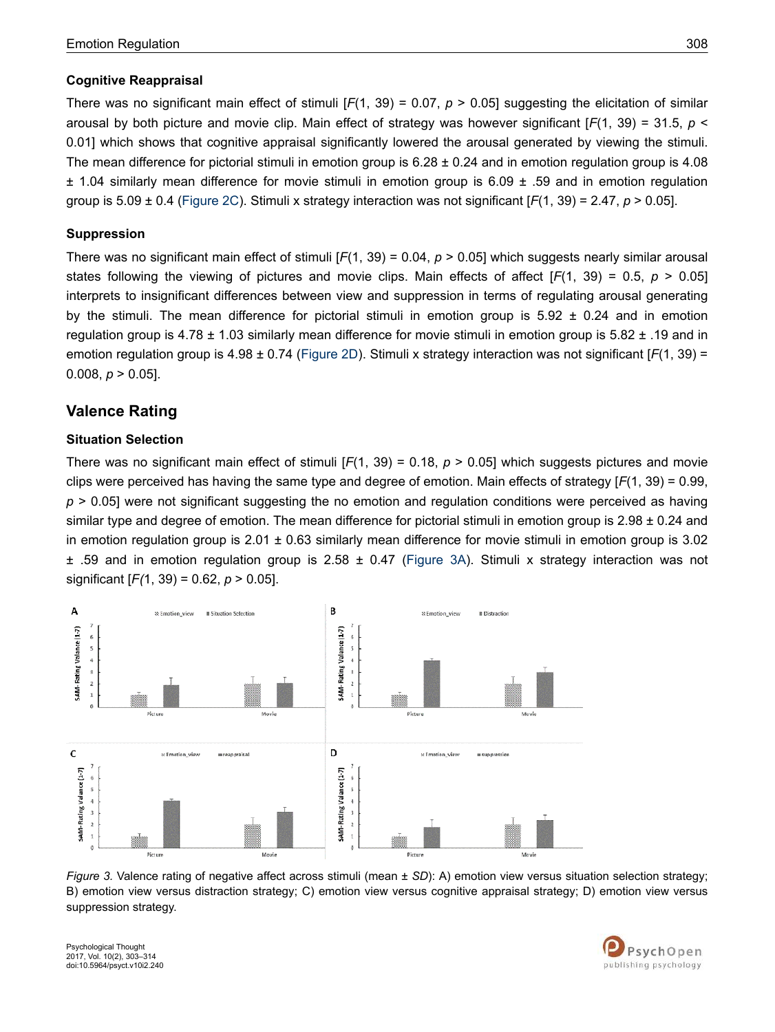### Cognitive Reappraisal

There was no significant main effect of stimuli [$F(1, 39) = 0.07$, $p > 0.05$] suggesting the elicitation of similar arousal by both picture and movie clip. Main effect of strategy was however significant [$F(1, 39) = 31.5$, $p < 0.01$] which shows that cognitive appraisal significantly lowered the arousal generated by viewing the stimuli. The mean difference for pictorial stimuli in emotion group is 6.28 ± 0.24 and in emotion regulation group is 4.08 ± 1.04 similarly mean difference for movie stimuli in emotion group is 6.09 ± .59 and in emotion regulation group is 5.09 ± 0.4 (Figure 2C). Stimuli x strategy interaction was not significant [$F(1, 39) = 2.47$, $p > 0.05$].

### Suppression

There was no significant main effect of stimuli [$F(1, 39) = 0.04$, $p > 0.05$] which suggests nearly similar arousal states following the viewing of pictures and movie clips. Main effects of affect [$F(1, 39) = 0.5$, $p > 0.05$] interprets to insignificant differences between view and suppression in terms of regulating arousal generating by the stimuli. The mean difference for pictorial stimuli in emotion group is 5.92 ± 0.24 and in emotion regulation group is 4.78 ± 1.03 similarly mean difference for movie stimuli in emotion group is 5.82 ± .19 and in emotion regulation group is 4.98 ± 0.74 (Figure 2D). Stimuli x strategy interaction was not significant [$F(1, 39) = 0.008$, $p > 0.05$].

## Valence Rating

### Situation Selection

There was no significant main effect of stimuli [$F(1, 39) = 0.18$, $p > 0.05$] which suggests pictures and movie clips were perceived has having the same type and degree of emotion. Main effects of strategy [$F(1, 39) = 0.99$, $p > 0.05$] were not significant suggesting the no emotion and regulation conditions were perceived as having similar type and degree of emotion. The mean difference for pictorial stimuli in emotion group is 2.98 ± 0.24 and in emotion regulation group is 2.01 ± 0.63 similarly mean difference for movie stimuli in emotion group is 3.02 ± .59 and in emotion regulation group is 2.58 ± 0.47 (Figure 3A). Stimuli x strategy interaction was not significant [$F(1, 39) = 0.62$, $p > 0.05$].

*Figure 3.* Valence rating of negative affect across stimuli (mean ± *SD*): A) emotion view versus situation selection strategy; B) emotion view versus distraction strategy; C) emotion view versus cognitive appraisal strategy; D) emotion view versus suppression strategy.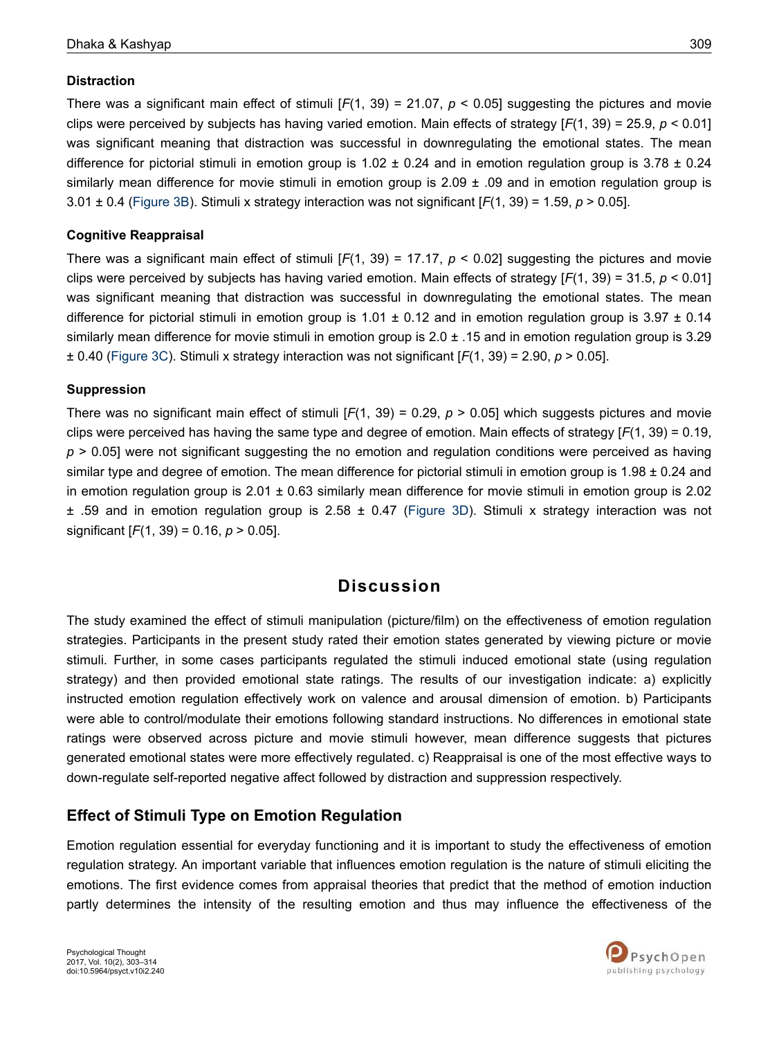### Distraction

There was a significant main effect of stimuli [$F(1, 39) = 21.07$, $p < 0.05$] suggesting the pictures and movie clips were perceived by subjects has having varied emotion. Main effects of strategy [$F(1, 39) = 25.9$, $p < 0.01$] was significant meaning that distraction was successful in downregulating the emotional states. The mean difference for pictorial stimuli in emotion group is 1.02 ± 0.24 and in emotion regulation group is 3.78 ± 0.24 similarly mean difference for movie stimuli in emotion group is 2.09 ± .09 and in emotion regulation group is 3.01 ± 0.4 (Figure 3B). Stimuli x strategy interaction was not significant [$F(1, 39) = 1.59$, $p > 0.05$].

### Cognitive Reappraisal

There was a significant main effect of stimuli [$F(1, 39) = 17.17$, $p < 0.02$] suggesting the pictures and movie clips were perceived by subjects has having varied emotion. Main effects of strategy [$F(1, 39) = 31.5$, $p < 0.01$] was significant meaning that distraction was successful in downregulating the emotional states. The mean difference for pictorial stimuli in emotion group is 1.01 ± 0.12 and in emotion regulation group is 3.97 ± 0.14 similarly mean difference for movie stimuli in emotion group is 2.0 ± .15 and in emotion regulation group is 3.29 ± 0.40 (Figure 3C). Stimuli x strategy interaction was not significant [$F(1, 39) = 2.90$, $p > 0.05$].

### Suppression

There was no significant main effect of stimuli [$F(1, 39) = 0.29$, $p > 0.05$] which suggests pictures and movie clips were perceived has having the same type and degree of emotion. Main effects of strategy [$F(1, 39) = 0.19$, $p > 0.05$] were not significant suggesting the no emotion and regulation conditions were perceived as having similar type and degree of emotion. The mean difference for pictorial stimuli in emotion group is 1.98 ± 0.24 and in emotion regulation group is 2.01 ± 0.63 similarly mean difference for movie stimuli in emotion group is 2.02 ± .59 and in emotion regulation group is 2.58 ± 0.47 (Figure 3D). Stimuli x strategy interaction was not significant [$F(1, 39) = 0.16$, $p > 0.05$].

# Discussion

The study examined the effect of stimuli manipulation (picture/film) on the effectiveness of emotion regulation strategies. Participants in the present study rated their emotion states generated by viewing picture or movie stimuli. Further, in some cases participants regulated the stimuli induced emotional state (using regulation strategy) and then provided emotional state ratings. The results of our investigation indicate: a) explicitly instructed emotion regulation effectively work on valence and arousal dimension of emotion. b) Participants were able to control/modulate their emotions following standard instructions. No differences in emotional state ratings were observed across picture and movie stimuli however, mean difference suggests that pictures generated emotional states were more effectively regulated. c) Reappraisal is one of the most effective ways to down-regulate self-reported negative affect followed by distraction and suppression respectively.

## Effect of Stimuli Type on Emotion Regulation

Emotion regulation essential for everyday functioning and it is important to study the effectiveness of emotion regulation strategy. An important variable that influences emotion regulation is the nature of stimuli eliciting the emotions. The first evidence comes from appraisal theories that predict that the method of emotion induction partly determines the intensity of the resulting emotion and thus may influence the effectiveness of the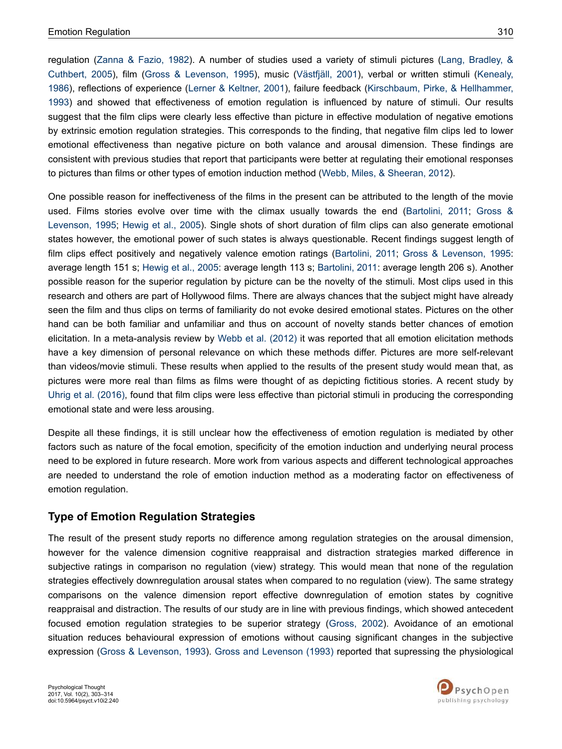regulation (Zanna & Fazio, 1982). A number of studies used a variety of stimuli pictures (Lang, Bradley, & Cuthbert, 2005), film (Gross & Levenson, 1995), music (Västfjäll, 2001), verbal or written stimuli (Kenealy, 1986), reflections of experience (Lerner & Keltner, 2001), failure feedback (Kirschbaum, Pirke, & Hellhammer, 1993) and showed that effectiveness of emotion regulation is influenced by nature of stimuli. Our results suggest that the film clips were clearly less effective than picture in effective modulation of negative emotions by extrinsic emotion regulation strategies. This corresponds to the finding, that negative film clips led to lower emotional effectiveness than negative picture on both valance and arousal dimension. These findings are consistent with previous studies that report that participants were better at regulating their emotional responses to pictures than films or other types of emotion induction method (Webb, Miles, & Sheeran, 2012).

One possible reason for ineffectiveness of the films in the present can be attributed to the length of the movie used. Films stories evolve over time with the climax usually towards the end (Bartolini, 2011; Gross & Levenson, 1995; Hewig et al., 2005). Single shots of short duration of film clips can also generate emotional states however, the emotional power of such states is always questionable. Recent findings suggest length of film clips effect positively and negatively valence emotion ratings (Bartolini, 2011; Gross & Levenson, 1995: average length 151 s; Hewig et al., 2005: average length 113 s; Bartolini, 2011: average length 206 s). Another possible reason for the superior regulation by picture can be the novelty of the stimuli. Most clips used in this research and others are part of Hollywood films. There are always chances that the subject might have already seen the film and thus clips on terms of familiarity do not evoke desired emotional states. Pictures on the other hand can be both familiar and unfamiliar and thus on account of novelty stands better chances of emotion elicitation. In a meta-analysis review by Webb et al. (2012) it was reported that all emotion elicitation methods have a key dimension of personal relevance on which these methods differ. Pictures are more self-relevant than videos/movie stimuli. These results when applied to the results of the present study would mean that, as pictures were more real than films as films were thought of as depicting fictitious stories. A recent study by Uhrig et al. (2016), found that film clips were less effective than pictorial stimuli in producing the corresponding emotional state and were less arousing.

Despite all these findings, it is still unclear how the effectiveness of emotion regulation is mediated by other factors such as nature of the focal emotion, specificity of the emotion induction and underlying neural process need to be explored in future research. More work from various aspects and different technological approaches are needed to understand the role of emotion induction method as a moderating factor on effectiveness of emotion regulation.

## Type of Emotion Regulation Strategies

The result of the present study reports no difference among regulation strategies on the arousal dimension, however for the valence dimension cognitive reappraisal and distraction strategies marked difference in subjective ratings in comparison no regulation (view) strategy. This would mean that none of the regulation strategies effectively downregulation arousal states when compared to no regulation (view). The same strategy comparisons on the valence dimension report effective downregulation of emotion states by cognitive reappraisal and distraction. The results of our study are in line with previous findings, which showed antecedent focused emotion regulation strategies to be superior strategy (Gross, 2002). Avoidance of an emotional situation reduces behavioural expression of emotions without causing significant changes in the subjective expression (Gross & Levenson, 1993). Gross and Levenson (1993) reported that supressing the physiological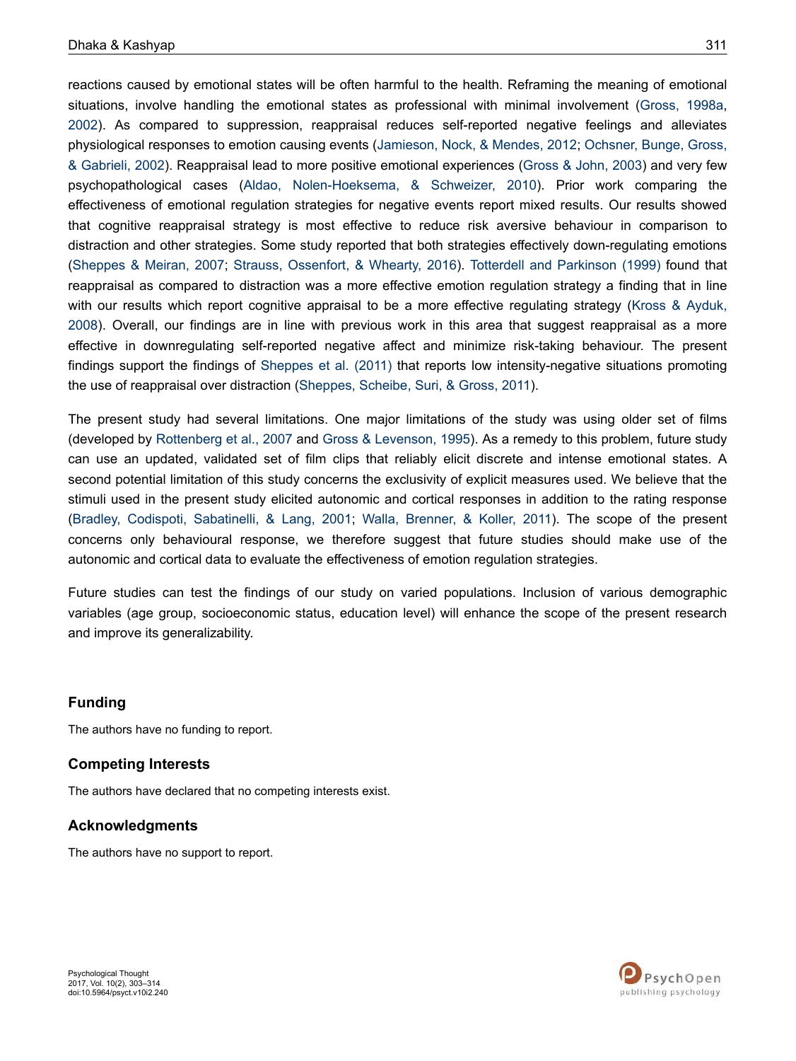reactions caused by emotional states will be often harmful to the health. Reframing the meaning of emotional situations, involve handling the emotional states as professional with minimal involvement (Gross, 1998a, 2002). As compared to suppression, reappraisal reduces self-reported negative feelings and alleviates physiological responses to emotion causing events (Jamieson, Nock, & Mendes, 2012; Ochsner, Bunge, Gross, & Gabrieli, 2002). Reappraisal lead to more positive emotional experiences (Gross & John, 2003) and very few psychopathological cases (Aldao, Nolen-Hoeksema, & Schweizer, 2010). Prior work comparing the effectiveness of emotional regulation strategies for negative events report mixed results. Our results showed that cognitive reappraisal strategy is most effective to reduce risk aversive behaviour in comparison to distraction and other strategies. Some study reported that both strategies effectively down-regulating emotions (Sheppes & Meiran, 2007; Strauss, Ossenfort, & Whearty, 2016). Totterdell and Parkinson (1999) found that reappraisal as compared to distraction was a more effective emotion regulation strategy a finding that in line with our results which report cognitive appraisal to be a more effective regulating strategy (Kross & Ayduk, 2008). Overall, our findings are in line with previous work in this area that suggest reappraisal as a more effective in downregulating self-reported negative affect and minimize risk-taking behaviour. The present findings support the findings of Sheppes et al. (2011) that reports low intensity-negative situations promoting the use of reappraisal over distraction (Sheppes, Scheibe, Suri, & Gross, 2011).

The present study had several limitations. One major limitations of the study was using older set of films (developed by Rottenberg et al., 2007 and Gross & Levenson, 1995). As a remedy to this problem, future study can use an updated, validated set of film clips that reliably elicit discrete and intense emotional states. A second potential limitation of this study concerns the exclusivity of explicit measures used. We believe that the stimuli used in the present study elicited autonomic and cortical responses in addition to the rating response (Bradley, Codispoti, Sabatinelli, & Lang, 2001; Walla, Brenner, & Koller, 2011). The scope of the present concerns only behavioural response, we therefore suggest that future studies should make use of the autonomic and cortical data to evaluate the effectiveness of emotion regulation strategies.

Future studies can test the findings of our study on varied populations. Inclusion of various demographic variables (age group, socioeconomic status, education level) will enhance the scope of the present research and improve its generalizability.

## Funding

The authors have no funding to report.

## Competing Interests

The authors have declared that no competing interests exist.

## Acknowledgments

The authors have no support to report.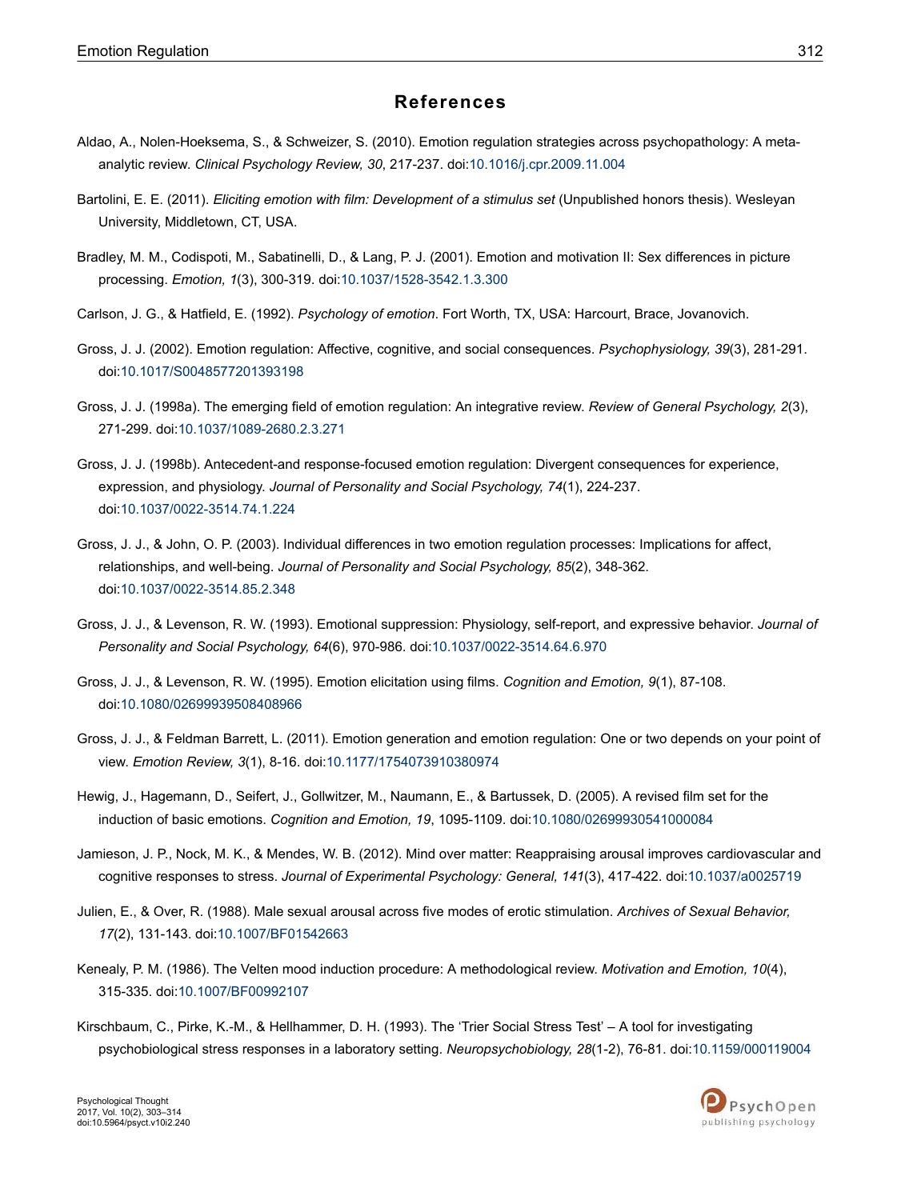## References

Aldao, A., Nolen-Hoeksema, S., & Schweizer, S. (2010). Emotion regulation strategies across psychopathology: A meta-analytic review. *Clinical Psychology Review, 30*, 217-237. doi:10.1016/j.cpr.2009.11.004

Bartolini, E. E. (2011). *Eliciting emotion with film: Development of a stimulus set* (Unpublished honors thesis). Wesleyan University, Middletown, CT, USA.

Bradley, M. M., Codispoti, M., Sabatinelli, D., & Lang, P. J. (2001). Emotion and motivation II: Sex differences in picture processing. *Emotion, 1*(3), 300-319. doi:10.1037/1528-3542.1.3.300

Carlson, J. G., & Hatfield, E. (1992). *Psychology of emotion*. Fort Worth, TX, USA: Harcourt, Brace, Jovanovich.

Gross, J. J. (2002). Emotion regulation: Affective, cognitive, and social consequences. *Psychophysiology, 39*(3), 281-291. doi:10.1017/S0048577201393198

Gross, J. J. (1998a). The emerging field of emotion regulation: An integrative review. *Review of General Psychology, 2*(3), 271-299. doi:10.1037/1089-2680.2.3.271

Gross, J. J. (1998b). Antecedent-and response-focused emotion regulation: Divergent consequences for experience, expression, and physiology. *Journal of Personality and Social Psychology, 74*(1), 224-237. doi:10.1037/0022-3514.74.1.224

Gross, J. J., & John, O. P. (2003). Individual differences in two emotion regulation processes: Implications for affect, relationships, and well-being. *Journal of Personality and Social Psychology, 85*(2), 348-362. doi:10.1037/0022-3514.85.2.348

Gross, J. J., & Levenson, R. W. (1993). Emotional suppression: Physiology, self-report, and expressive behavior. *Journal of Personality and Social Psychology, 64*(6), 970-986. doi:10.1037/0022-3514.64.6.970

Gross, J. J., & Levenson, R. W. (1995). Emotion elicitation using films. *Cognition and Emotion, 9*(1), 87-108. doi:10.1080/02699939508408966

Gross, J. J., & Feldman Barrett, L. (2011). Emotion generation and emotion regulation: One or two depends on your point of view. *Emotion Review, 3*(1), 8-16. doi:10.1177/1754073910380974

Hewig, J., Hagemann, D., Seifert, J., Gollwitzer, M., Naumann, E., & Bartussek, D. (2005). A revised film set for the induction of basic emotions. *Cognition and Emotion, 19*, 1095-1109. doi:10.1080/02699930541000084

Jamieson, J. P., Nock, M. K., & Mendes, W. B. (2012). Mind over matter: Reappraising arousal improves cardiovascular and cognitive responses to stress. *Journal of Experimental Psychology: General, 141*(3), 417-422. doi:10.1037/a0025719

Julien, E., & Over, R. (1988). Male sexual arousal across five modes of erotic stimulation. *Archives of Sexual Behavior, 17*(2), 131-143. doi:10.1007/BF01542663

Kenealy, P. M. (1986). The Velten mood induction procedure: A methodological review. *Motivation and Emotion, 10*(4), 315-335. doi:10.1007/BF00992107

Kirschbaum, C., Pirke, K.-M., & Hellhammer, D. H. (1993). The 'Trier Social Stress Test' – A tool for investigating psychobiological stress responses in a laboratory setting. *Neuropsychobiology, 28*(1-2), 76-81. doi:10.1159/000119004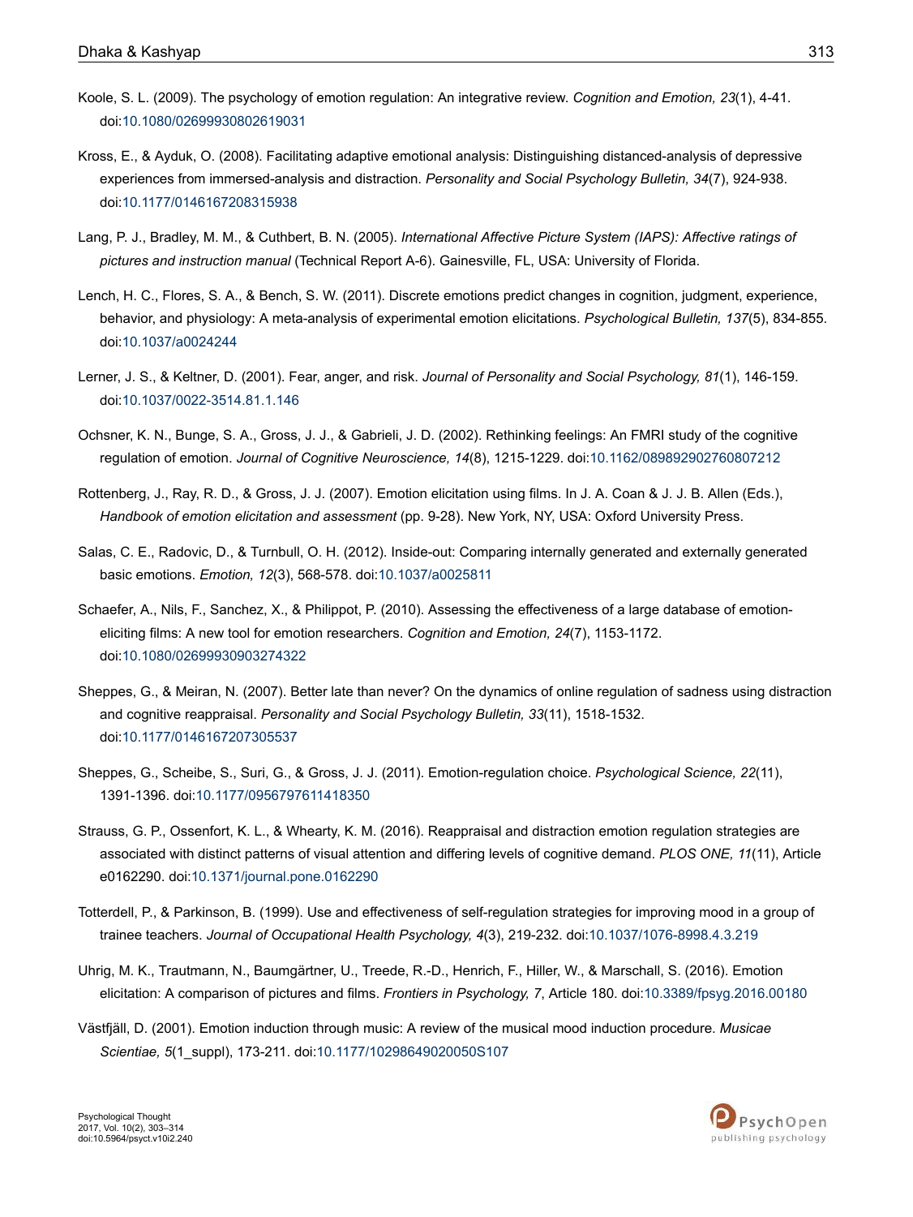Koole, S. L. (2009). The psychology of emotion regulation: An integrative review. *Cognition and Emotion, 23*(1), 4-41. doi:10.1080/02699930802619031

Kross, E., & Ayduk, O. (2008). Facilitating adaptive emotional analysis: Distinguishing distanced-analysis of depressive experiences from immersed-analysis and distraction. *Personality and Social Psychology Bulletin, 34*(7), 924-938. doi:10.1177/0146167208315938

Lang, P. J., Bradley, M. M., & Cuthbert, B. N. (2005). *International Affective Picture System (IAPS): Affective ratings of pictures and instruction manual* (Technical Report A-6). Gainesville, FL, USA: University of Florida.

Lench, H. C., Flores, S. A., & Bench, S. W. (2011). Discrete emotions predict changes in cognition, judgment, experience, behavior, and physiology: A meta-analysis of experimental emotion elicitations. *Psychological Bulletin, 137*(5), 834-855. doi:10.1037/a0024244

Lerner, J. S., & Keltner, D. (2001). Fear, anger, and risk. *Journal of Personality and Social Psychology, 81*(1), 146-159. doi:10.1037/0022-3514.81.1.146

Ochsner, K. N., Bunge, S. A., Gross, J. J., & Gabrieli, J. D. (2002). Rethinking feelings: An FMRI study of the cognitive regulation of emotion. *Journal of Cognitive Neuroscience, 14*(8), 1215-1229. doi:10.1162/089892902760807212

Rottenberg, J., Ray, R. D., & Gross, J. J. (2007). Emotion elicitation using films. In J. A. Coan & J. J. B. Allen (Eds.), *Handbook of emotion elicitation and assessment* (pp. 9-28). New York, NY, USA: Oxford University Press.

Salas, C. E., Radovic, D., & Turnbull, O. H. (2012). Inside-out: Comparing internally generated and externally generated basic emotions. *Emotion, 12*(3), 568-578. doi:10.1037/a0025811

Schaefer, A., Nils, F., Sanchez, X., & Philippot, P. (2010). Assessing the effectiveness of a large database of emotion-eliciting films: A new tool for emotion researchers. *Cognition and Emotion, 24*(7), 1153-1172. doi:10.1080/02699930903274322

Sheppes, G., & Meiran, N. (2007). Better late than never? On the dynamics of online regulation of sadness using distraction and cognitive reappraisal. *Personality and Social Psychology Bulletin, 33*(11), 1518-1532. doi:10.1177/0146167207305537

Sheppes, G., Scheibe, S., Suri, G., & Gross, J. J. (2011). Emotion-regulation choice. *Psychological Science, 22*(11), 1391-1396. doi:10.1177/0956797611418350

Strauss, G. P., Ossenfort, K. L., & Whearty, K. M. (2016). Reappraisal and distraction emotion regulation strategies are associated with distinct patterns of visual attention and differing levels of cognitive demand. *PLOS ONE, 11*(11), Article e0162290. doi:10.1371/journal.pone.0162290

Totterdell, P., & Parkinson, B. (1999). Use and effectiveness of self-regulation strategies for improving mood in a group of trainee teachers. *Journal of Occupational Health Psychology, 4*(3), 219-232. doi:10.1037/1076-8998.4.3.219

Uhrig, M. K., Trautmann, N., Baumgärtner, U., Treede, R.-D., Henrich, F., Hiller, W., & Marschall, S. (2016). Emotion elicitation: A comparison of pictures and films. *Frontiers in Psychology, 7*, Article 180. doi:10.3389/fpsyg.2016.00180

Västfjäll, D. (2001). Emotion induction through music: A review of the musical mood induction procedure. *Musicae Scientiae, 5*(1_suppl), 173-211. doi:10.1177/10298649020050S107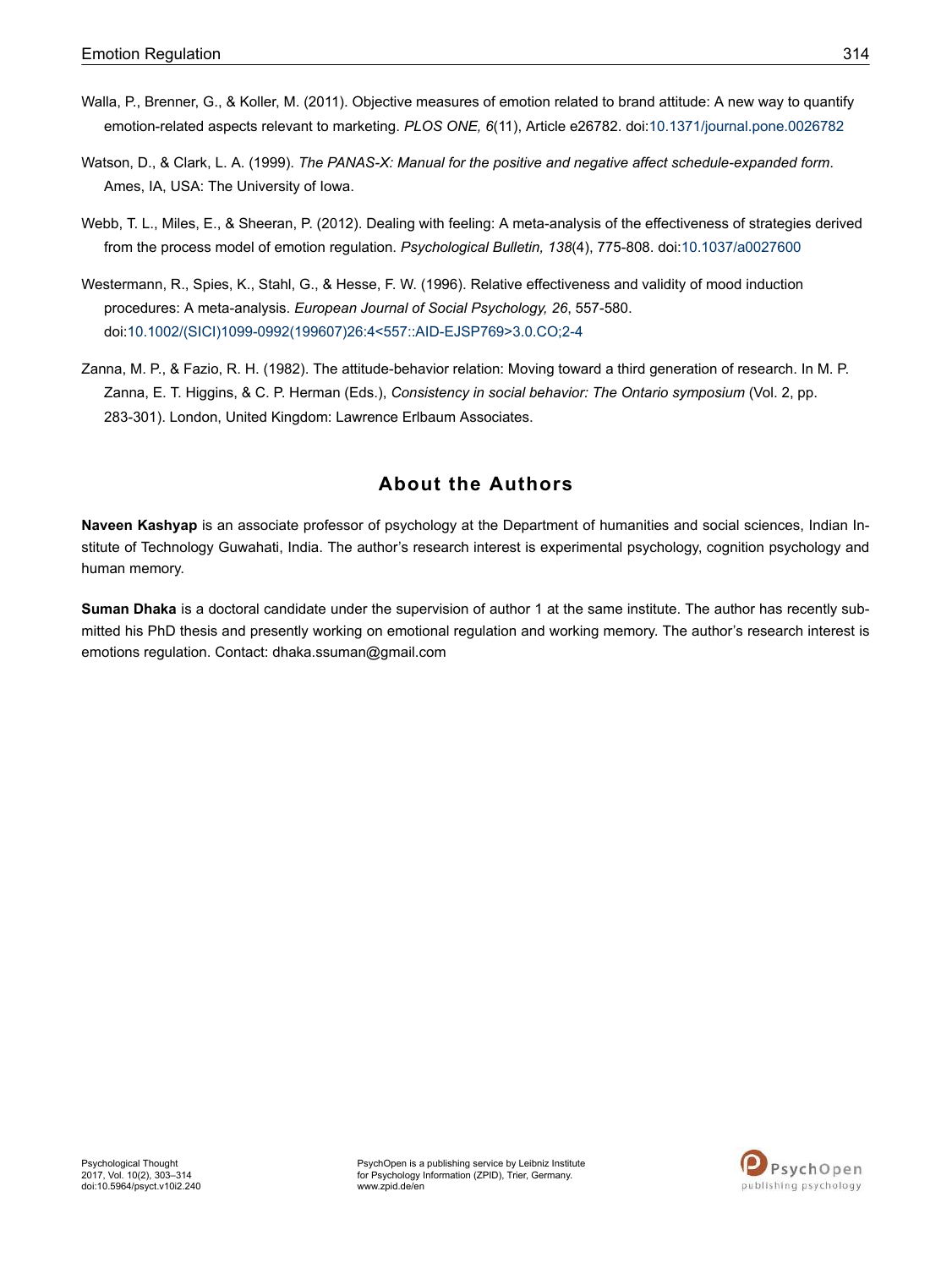Walla, P., Brenner, G., & Koller, M. (2011). Objective measures of emotion related to brand attitude: A new way to quantify emotion-related aspects relevant to marketing. *PLOS ONE, 6*(11), Article e26782. doi:10.1371/journal.pone.0026782

Watson, D., & Clark, L. A. (1999). *The PANAS-X: Manual for the positive and negative affect schedule-expanded form*. Ames, IA, USA: The University of Iowa.

Webb, T. L., Miles, E., & Sheeran, P. (2012). Dealing with feeling: A meta-analysis of the effectiveness of strategies derived from the process model of emotion regulation. *Psychological Bulletin, 138*(4), 775-808. doi:10.1037/a0027600

Westermann, R., Spies, K., Stahl, G., & Hesse, F. W. (1996). Relative effectiveness and validity of mood induction procedures: A meta-analysis. *European Journal of Social Psychology, 26*, 557-580. doi:10.1002/(SICI)1099-0992(199607)26:4<557::AID-EJSP769>3.0.CO;2-4

Zanna, M. P., & Fazio, R. H. (1982). The attitude-behavior relation: Moving toward a third generation of research. In M. P. Zanna, E. T. Higgins, & C. P. Herman (Eds.), *Consistency in social behavior: The Ontario symposium* (Vol. 2, pp. 283-301). London, United Kingdom: Lawrence Erlbaum Associates.

## About the Authors

**Naveen Kashyap** is an associate professor of psychology at the Department of humanities and social sciences, Indian Institute of Technology Guwahati, India. The author's research interest is experimental psychology, cognition psychology and human memory.

**Suman Dhaka** is a doctoral candidate under the supervision of author 1 at the same institute. The author has recently submitted his PhD thesis and presently working on emotional regulation and working memory. The author's research interest is emotions regulation. Contact: dhaka.ssuman@gmail.com